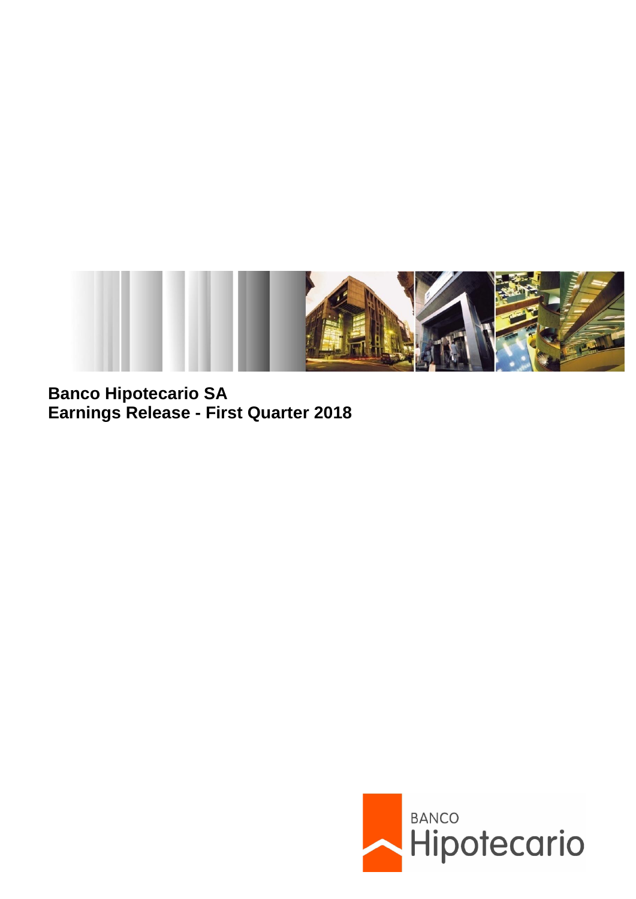**Banco Hipotecario SA**
**Earnings Release - First Quarter 2018**

BANCO
Hipotecario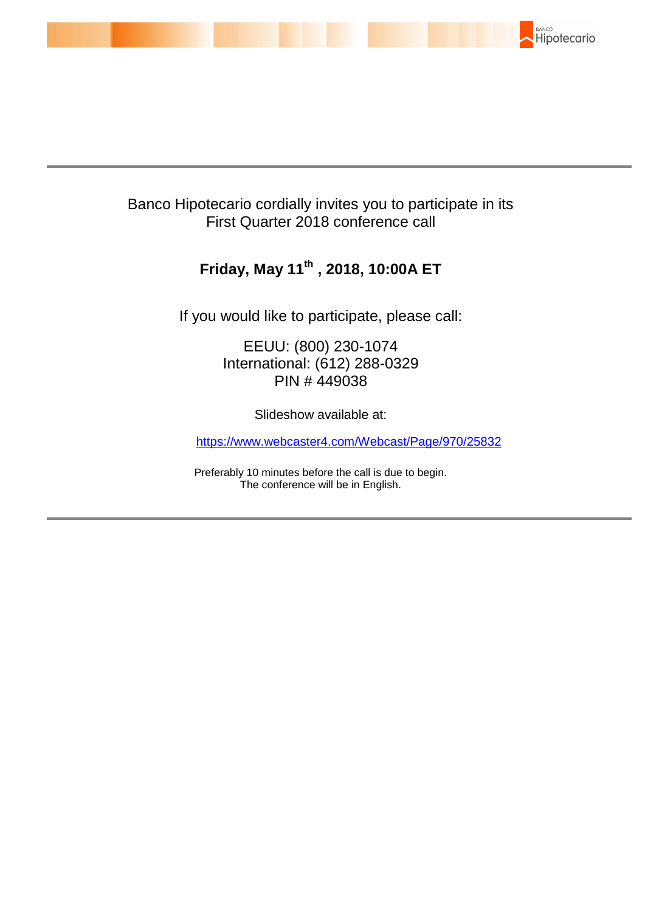Banco Hipotecario cordially invites you to participate in its First Quarter 2018 conference call

**Friday, May 11th , 2018, 10:00A ET**

If you would like to participate, please call:

EEUU: (800) 230-1074
International: (612) 288-0329
PIN # 449038

Slideshow available at:

https://www.webcaster4.com/Webcast/Page/970/25832

Preferably 10 minutes before the call is due to begin.
The conference will be in English.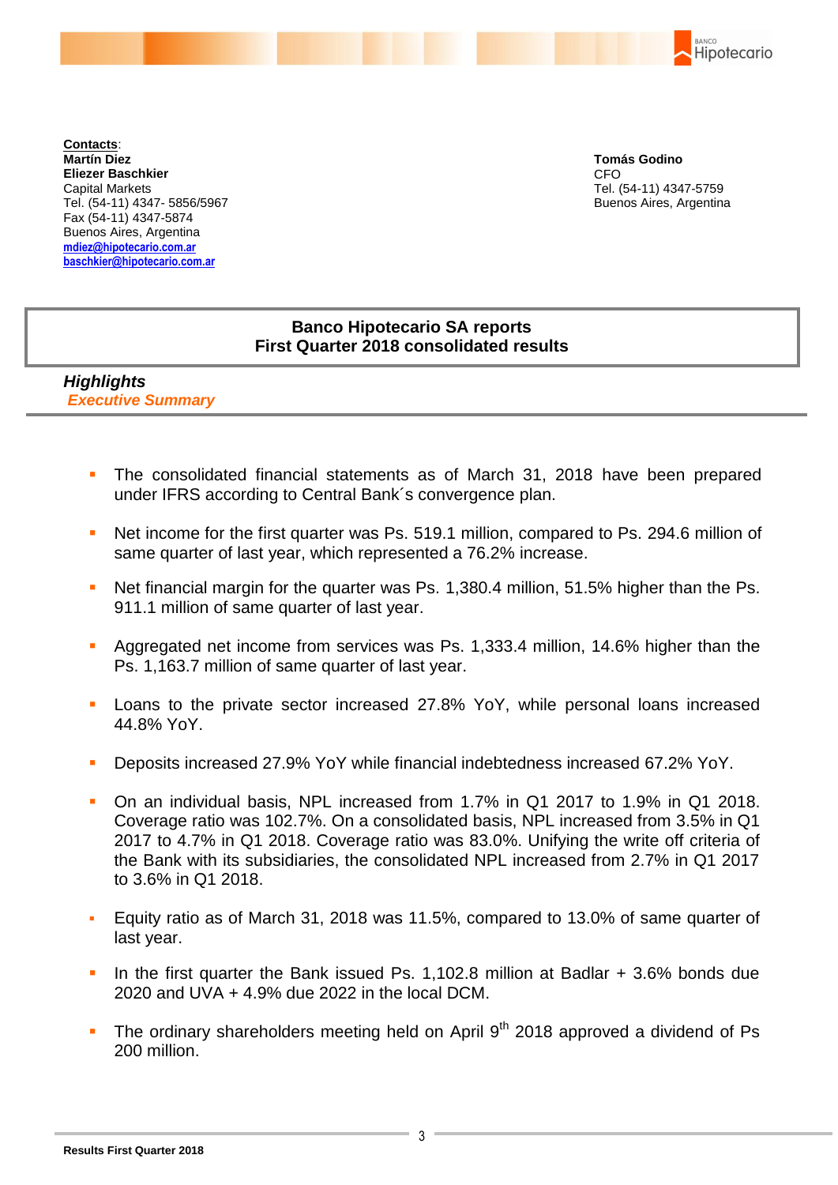**Contacts**:
**Martín Diez**
**Eliezer Baschkier**
Capital Markets
Tel. (54-11) 4347- 5856/5967
Fax (54-11) 4347-5874
Buenos Aires, Argentina
mdiez@hipotecario.com.ar
baschkier@hipotecario.com.ar

**Tomás Godino**
CFO
Tel. (54-11) 4347-5759
Buenos Aires, Argentina

# Banco Hipotecario SA reports First Quarter 2018 consolidated results

## Highlights

### *Executive Summary*

- The consolidated financial statements as of March 31, 2018 have been prepared under IFRS according to Central Bank´s convergence plan.
- Net income for the first quarter was Ps. 519.1 million, compared to Ps. 294.6 million of same quarter of last year, which represented a 76.2% increase.
- Net financial margin for the quarter was Ps. 1,380.4 million, 51.5% higher than the Ps. 911.1 million of same quarter of last year.
- Aggregated net income from services was Ps. 1,333.4 million, 14.6% higher than the Ps. 1,163.7 million of same quarter of last year.
- Loans to the private sector increased 27.8% YoY, while personal loans increased 44.8% YoY.
- Deposits increased 27.9% YoY while financial indebtedness increased 67.2% YoY.
- On an individual basis, NPL increased from 1.7% in Q1 2017 to 1.9% in Q1 2018. Coverage ratio was 102.7%. On a consolidated basis, NPL increased from 3.5% in Q1 2017 to 4.7% in Q1 2018. Coverage ratio was 83.0%. Unifying the write off criteria of the Bank with its subsidiaries, the consolidated NPL increased from 2.7% in Q1 2017 to 3.6% in Q1 2018.
- Equity ratio as of March 31, 2018 was 11.5%, compared to 13.0% of same quarter of last year.
- In the first quarter the Bank issued Ps. 1,102.8 million at Badlar + 3.6% bonds due 2020 and UVA + 4.9% due 2022 in the local DCM.
- The ordinary shareholders meeting held on April 9th 2018 approved a dividend of Ps 200 million.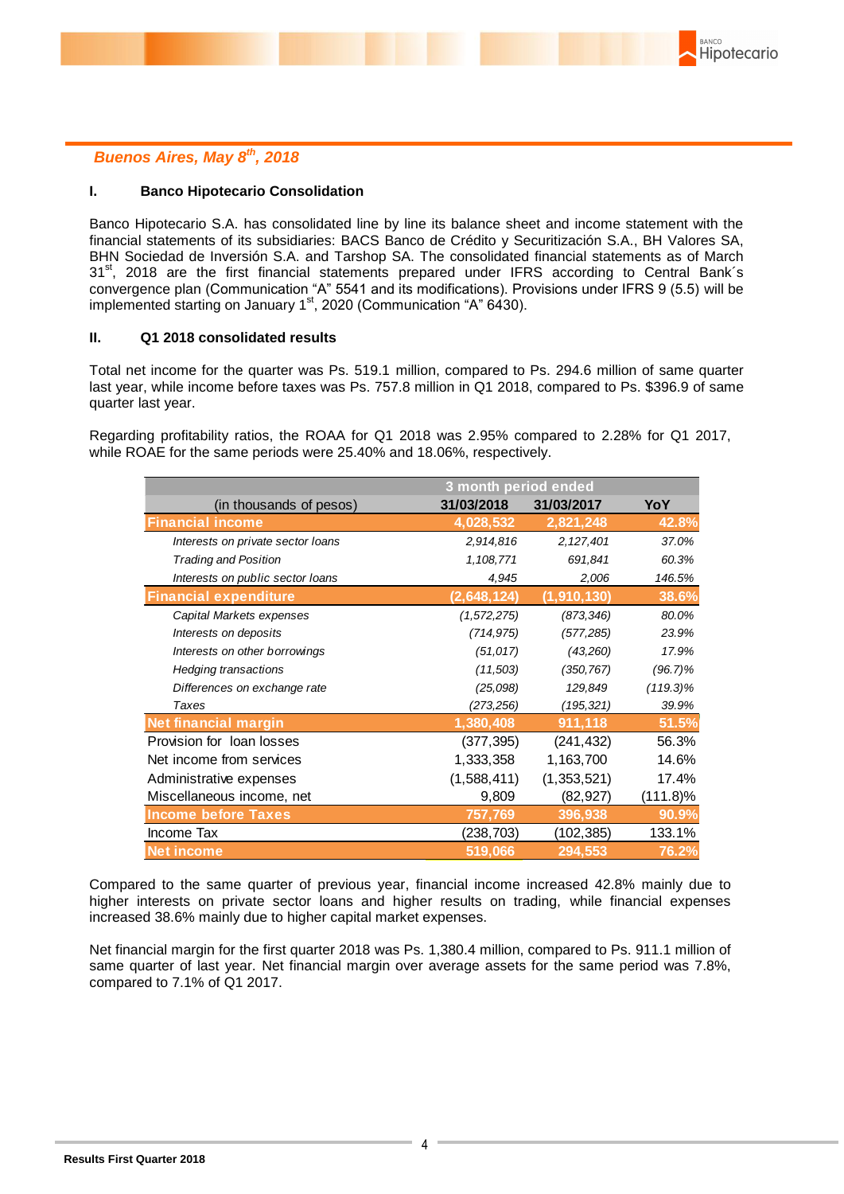*Buenos Aires, May 8th, 2018*

## I. Banco Hipotecario Consolidation

Banco Hipotecario S.A. has consolidated line by line its balance sheet and income statement with the financial statements of its subsidiaries: BACS Banco de Crédito y Securitización S.A., BH Valores SA, BHN Sociedad de Inversión S.A. and Tarshop SA. The consolidated financial statements as of March 31st, 2018 are the first financial statements prepared under IFRS according to Central Bank´s convergence plan (Communication "A" 5541 and its modifications). Provisions under IFRS 9 (5.5) will be implemented starting on January 1st, 2020 (Communication "A" 6430).

## II. Q1 2018 consolidated results

Total net income for the quarter was Ps. 519.1 million, compared to Ps. 294.6 million of same quarter last year, while income before taxes was Ps. 757.8 million in Q1 2018, compared to Ps. $396.9 of same quarter last year.

Regarding profitability ratios, the ROAA for Q1 2018 was 2.95% compared to 2.28% for Q1 2017, while ROAE for the same periods were 25.40% and 18.06%, respectively.

| | 3 month period ended | | |
|---|---|---|---|
| (in thousands of pesos) | 31/03/2018 | 31/03/2017 | YoY |
| **Financial income** | **4,028,532** | **2,821,248** | **42.8%** |
| *Interests on private sector loans* | *2,914,816* | *2,127,401* | *37.0%* |
| *Trading and Position* | *1,108,771* | *691,841* | *60.3%* |
| *Interests on public sector loans* | *4,945* | *2,006* | *146.5%* |
| **Financial expenditure** | **(2,648,124)** | **(1,910,130)** | **38.6%** |
| *Capital Markets expenses* | *(1,572,275)* | *(873,346)* | *80.0%* |
| *Interests on deposits* | *(714,975)* | *(577,285)* | *23.9%* |
| *Interests on other borrowings* | *(51,017)* | *(43,260)* | *17.9%* |
| *Hedging transactions* | *(11,503)* | *(350,767)* | *(96.7)%* |
| *Differences on exchange rate* | *(25,098)* | *129,849* | *(119.3)%* |
| *Taxes* | *(273,256)* | *(195,321)* | *39.9%* |
| **Net financial margin** | **1,380,408** | **911,118** | **51.5%** |
| Provision for loan losses | (377,395) | (241,432) | 56.3% |
| Net income from services | 1,333,358 | 1,163,700 | 14.6% |
| Administrative expenses | (1,588,411) | (1,353,521) | 17.4% |
| Miscellaneous income, net | 9,809 | (82,927) | (111.8)% |
| **Income before Taxes** | **757,769** | **396,938** | **90.9%** |
| Income Tax | (238,703) | (102,385) | 133.1% |
| **Net income** | **519,066** | **294,553** | **76.2%** |

Compared to the same quarter of previous year, financial income increased 42.8% mainly due to higher interests on private sector loans and higher results on trading, while financial expenses increased 38.6% mainly due to higher capital market expenses.

Net financial margin for the first quarter 2018 was Ps. 1,380.4 million, compared to Ps. 911.1 million of same quarter of last year. Net financial margin over average assets for the same period was 7.8%, compared to 7.1% of Q1 2017.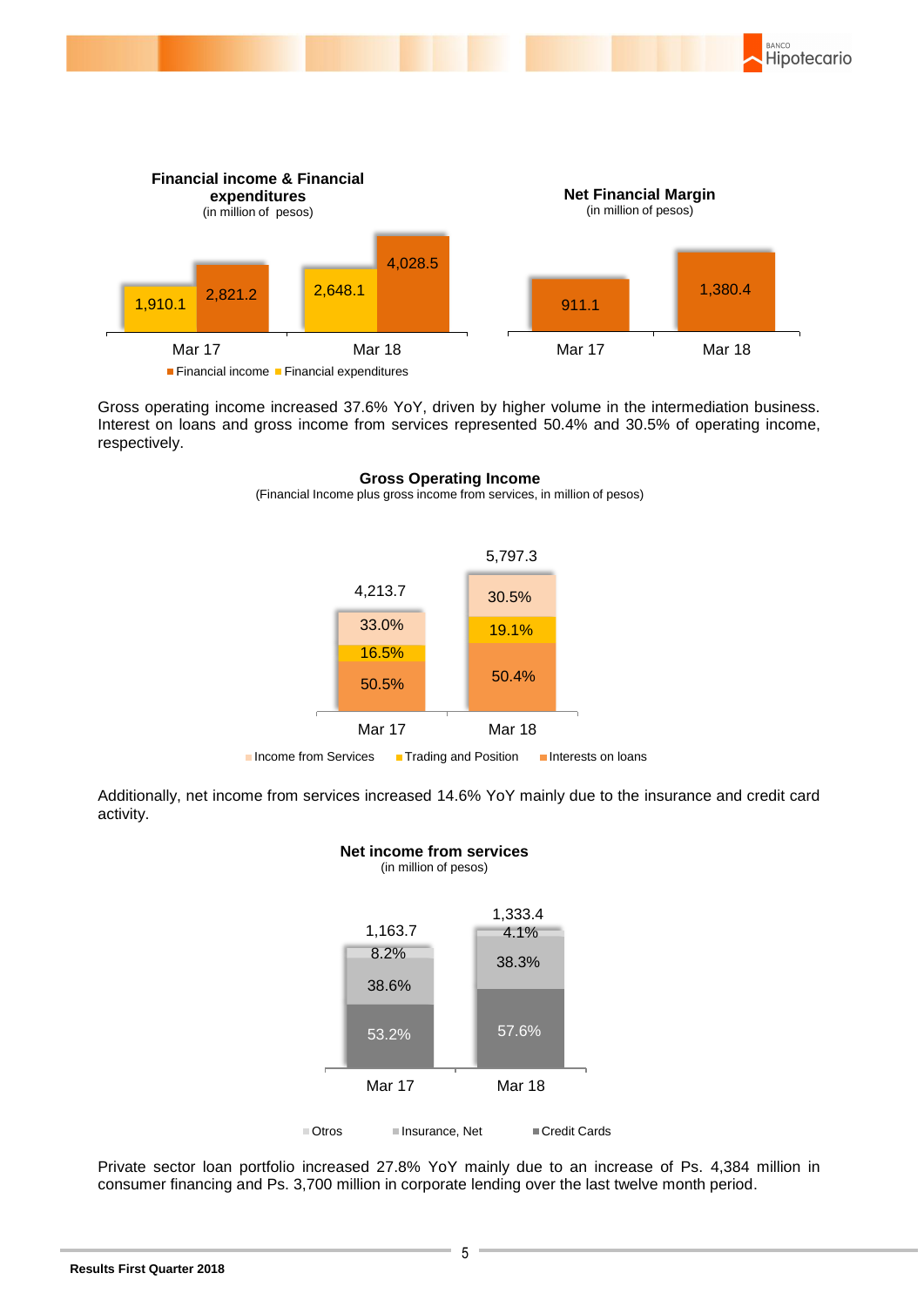**Financial income & Financial expenditures**
(in million of pesos)

| | Financial income | Financial expenditures |
|---|---|---|
| Mar 17 | 2,821.2 | 1,910.1 |
| Mar 18 | 4,028.5 | 2,648.1 |

**Net Financial Margin**
(in million of pesos)

| | Net Financial Margin |
|---|---|
| Mar 17 | 911.1 |
| Mar 18 | 1,380.4 |

Gross operating income increased 37.6% YoY, driven by higher volume in the intermediation business. Interest on loans and gross income from services represented 50.4% and 30.5% of operating income, respectively.

**Gross Operating Income**
(Financial Income plus gross income from services, in million of pesos)

| | Total | Income from Services | Trading and Position | Interests on loans |
|---|---|---|---|---|
| Mar 17 | 4,213.7 | 33.0% | 16.5% | 50.5% |
| Mar 18 | 5,797.3 | 30.5% | 19.1% | 50.4% |

Additionally, net income from services increased 14.6% YoY mainly due to the insurance and credit card activity.

**Net income from services**
(in million of pesos)

| | Total | Otros | Insurance, Net | Credit Cards |
|---|---|---|---|---|
| Mar 17 | 1,163.7 | 8.2% | 38.6% | 53.2% |
| Mar 18 | 1,333.4 | 4.1% | 38.3% | 57.6% |

Private sector loan portfolio increased 27.8% YoY mainly due to an increase of Ps. 4,384 million in consumer financing and Ps. 3,700 million in corporate lending over the last twelve month period.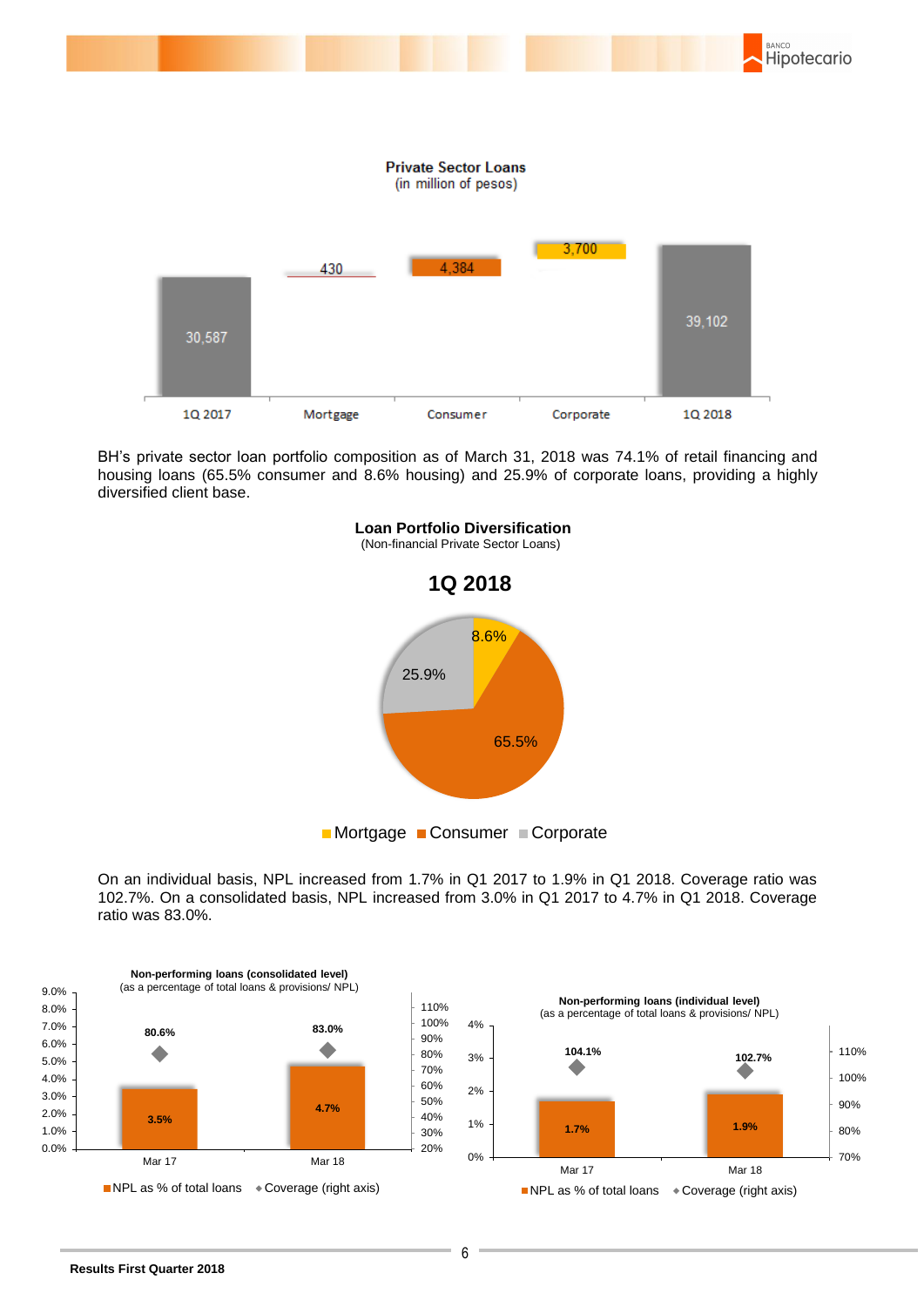**Private Sector Loans**
(in million of pesos)

| 1Q 2017 | Mortgage | Consumer | Corporate | 1Q 2018 |
|---|---|---|---|---|
| 30,587 | 430 | 4,384 | 3,700 | 39,102 |

BH's private sector loan portfolio composition as of March 31, 2018 was 74.1% of retail financing and housing loans (65.5% consumer and 8.6% housing) and 25.9% of corporate loans, providing a highly diversified client base.

**Loan Portfolio Diversification**
(Non-financial Private Sector Loans)

**1Q 2018**

| Mortgage | Consumer | Corporate |
|---|---|---|
| 8.6% | 65.5% | 25.9% |

On an individual basis, NPL increased from 1.7% in Q1 2017 to 1.9% in Q1 2018. Coverage ratio was 102.7%. On a consolidated basis, NPL increased from 3.0% in Q1 2017 to 4.7% in Q1 2018. Coverage ratio was 83.0%.

**Non-performing loans (consolidated level)**
(as a percentage of total loans & provisions/ NPL)

| | Mar 17 | Mar 18 |
|---|---|---|
| NPL as % of total loans | 3.5% | 4.7% |
| Coverage (right axis) | 80.6% | 83.0% |

**Non-performing loans (individual level)**
(as a percentage of total loans & provisions/ NPL)

| | Mar 17 | Mar 18 |
|---|---|---|
| NPL as % of total loans | 1.7% | 1.9% |
| Coverage (right axis) | 104.1% | 102.7% |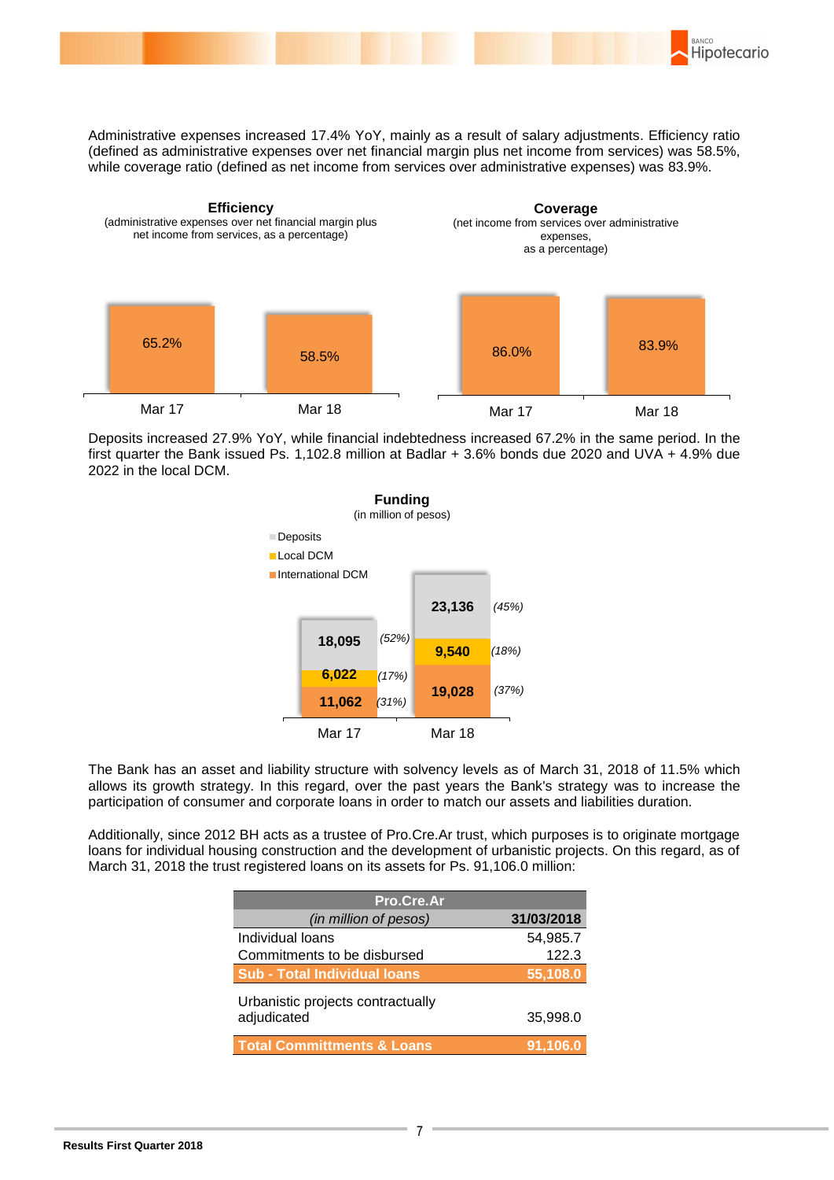Administrative expenses increased 17.4% YoY, mainly as a result of salary adjustments. Efficiency ratio (defined as administrative expenses over net financial margin plus net income from services) was 58.5%, while coverage ratio (defined as net income from services over administrative expenses) was 83.9%.

**Efficiency**
(administrative expenses over net financial margin plus net income from services, as a percentage)

| | Mar 17 | Mar 18 |
|---|---|---|
| Efficiency | 65.2% | 58.5% |

**Coverage**
(net income from services over administrative expenses, as a percentage)

| | Mar 17 | Mar 18 |
|---|---|---|
| Coverage | 86.0% | 83.9% |

Deposits increased 27.9% YoY, while financial indebtedness increased 67.2% in the same period. In the first quarter the Bank issued Ps. 1,102.8 million at Badlar + 3.6% bonds due 2020 and UVA + 4.9% due 2022 in the local DCM.

**Funding**
(in million of pesos)

| | Mar 17 | Mar 18 |
|---|---|---|
| Deposits | 18,095 (52%) | 23,136 (45%) |
| Local DCM | 6,022 (17%) | 9,540 (18%) |
| International DCM | 11,062 (31%) | 19,028 (37%) |

The Bank has an asset and liability structure with solvency levels as of March 31, 2018 of 11.5% which allows its growth strategy. In this regard, over the past years the Bank's strategy was to increase the participation of consumer and corporate loans in order to match our assets and liabilities duration.

Additionally, since 2012 BH acts as a trustee of Pro.Cre.Ar trust, which purposes is to originate mortgage loans for individual housing construction and the development of urbanistic projects. On this regard, as of March 31, 2018 the trust registered loans on its assets for Ps. 91,106.0 million:

| Pro.Cre.Ar | |
|---|---|
| *(in million of pesos)* | **31/03/2018** |
| Individual loans | 54,985.7 |
| Commitments to be disbursed | 122.3 |
| **Sub - Total Individual loans** | **55,108.0** |
| Urbanistic projects contractually adjudicated | 35,998.0 |
| **Total Committments & Loans** | **91,106.0** |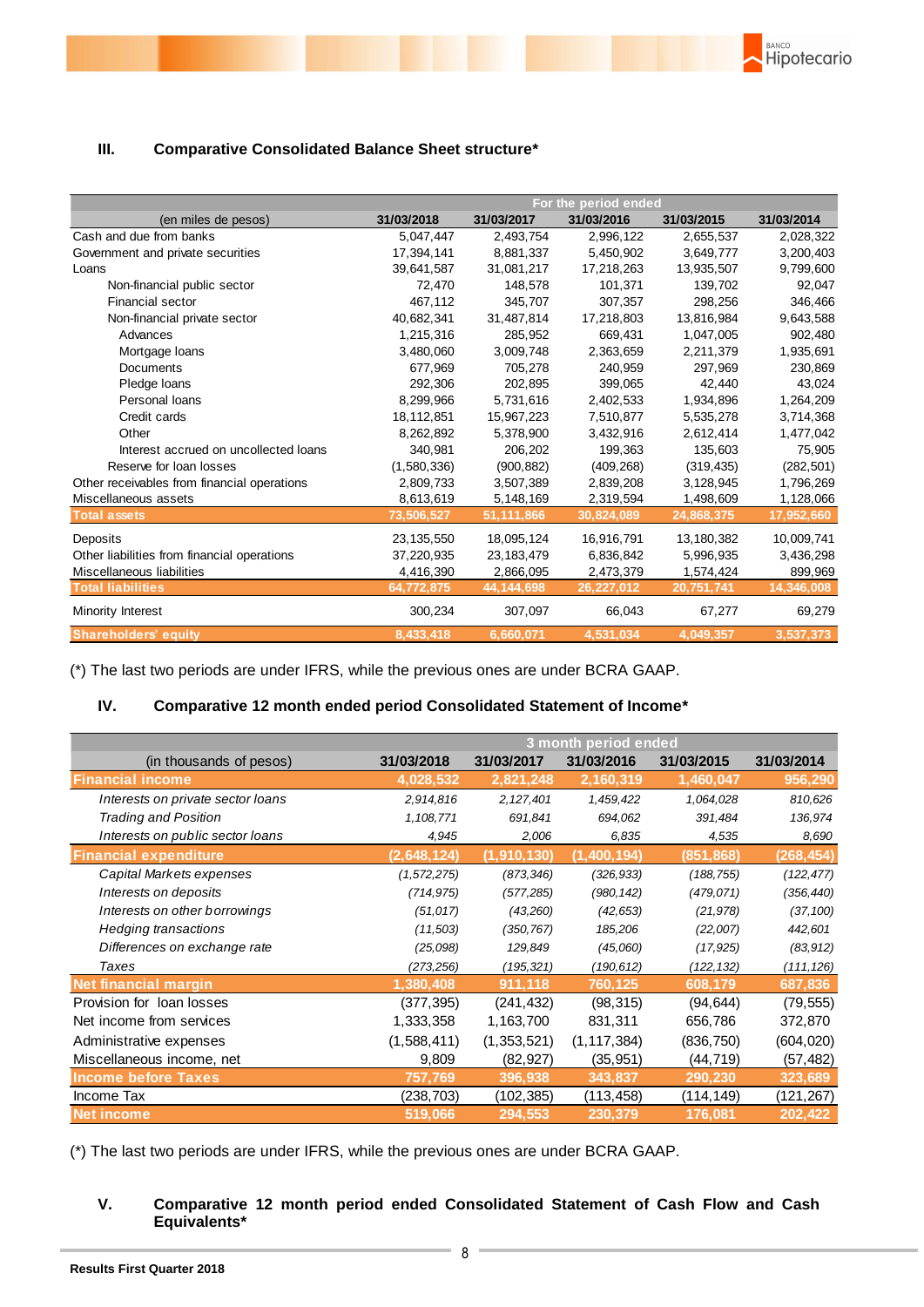### III. Comparative Consolidated Balance Sheet structure*

| (en miles de pesos) | For the period ended | | | | |
|---|---|---|---|---|---|
| | 31/03/2018 | 31/03/2017 | 31/03/2016 | 31/03/2015 | 31/03/2014 |
| Cash and due from banks | 5,047,447 | 2,493,754 | 2,996,122 | 2,655,537 | 2,028,322 |
| Government and private securities | 17,394,141 | 8,881,337 | 5,450,902 | 3,649,777 | 3,200,403 |
| Loans | 39,641,587 | 31,081,217 | 17,218,263 | 13,935,507 | 9,799,600 |
| Non-financial public sector | 72,470 | 148,578 | 101,371 | 139,702 | 92,047 |
| Financial sector | 467,112 | 345,707 | 307,357 | 298,256 | 346,466 |
| Non-financial private sector | 40,682,341 | 31,487,814 | 17,218,803 | 13,816,984 | 9,643,588 |
| Advances | 1,215,316 | 285,952 | 669,431 | 1,047,005 | 902,480 |
| Mortgage loans | 3,480,060 | 3,009,748 | 2,363,659 | 2,211,379 | 1,935,691 |
| Documents | 677,969 | 705,278 | 240,959 | 297,969 | 230,869 |
| Pledge loans | 292,306 | 202,895 | 399,065 | 42,440 | 43,024 |
| Personal loans | 8,299,966 | 5,731,616 | 2,402,533 | 1,934,896 | 1,264,209 |
| Credit cards | 18,112,851 | 15,967,223 | 7,510,877 | 5,535,278 | 3,714,368 |
| Other | 8,262,892 | 5,378,900 | 3,432,916 | 2,612,414 | 1,477,042 |
| Interest accrued on uncollected loans | 340,981 | 206,202 | 199,363 | 135,603 | 75,905 |
| Reserve for loan losses | (1,580,336) | (900,882) | (409,268) | (319,435) | (282,501) |
| Other receivables from financial operations | 2,809,733 | 3,507,389 | 2,839,208 | 3,128,945 | 1,796,269 |
| Miscellaneous assets | 8,613,619 | 5,148,169 | 2,319,594 | 1,498,609 | 1,128,066 |
| **Total assets** | **73,506,527** | **51,111,866** | **30,824,089** | **24,868,375** | **17,952,660** |
| Deposits | 23,135,550 | 18,095,124 | 16,916,791 | 13,180,382 | 10,009,741 |
| Other liabilities from financial operations | 37,220,935 | 23,183,479 | 6,836,842 | 5,996,935 | 3,436,298 |
| Miscellaneous liabilities | 4,416,390 | 2,866,095 | 2,473,379 | 1,574,424 | 899,969 |
| **Total liabilities** | **64,772,875** | **44,144,698** | **26,227,012** | **20,751,741** | **14,346,008** |
| Minority Interest | 300,234 | 307,097 | 66,043 | 67,277 | 69,279 |
| **Shareholders' equity** | **8,433,418** | **6,660,071** | **4,531,034** | **4,049,357** | **3,537,373** |

(*) The last two periods are under IFRS, while the previous ones are under BCRA GAAP.

### IV. Comparative 12 month ended period Consolidated Statement of Income*

| (in thousands of pesos) | 3 month period ended | | | | |
|---|---|---|---|---|---|
| | 31/03/2018 | 31/03/2017 | 31/03/2016 | 31/03/2015 | 31/03/2014 |
| **Financial income** | **4,028,532** | **2,821,248** | **2,160,319** | **1,460,047** | **956,290** |
| *Interests on private sector loans* | *2,914,816* | *2,127,401* | *1,459,422* | *1,064,028* | *810,626* |
| *Trading and Position* | *1,108,771* | *691,841* | *694,062* | *391,484* | *136,974* |
| *Interests on public sector loans* | *4,945* | *2,006* | *6,835* | *4,535* | *8,690* |
| **Financial expenditure** | **(2,648,124)** | **(1,910,130)** | **(1,400,194)** | **(851,868)** | **(268,454)** |
| *Capital Markets expenses* | *(1,572,275)* | *(873,346)* | *(326,933)* | *(188,755)* | *(122,477)* |
| *Interests on deposits* | *(714,975)* | *(577,285)* | *(980,142)* | *(479,071)* | *(356,440)* |
| *Interests on other borrowings* | *(51,017)* | *(43,260)* | *(42,653)* | *(21,978)* | *(37,100)* |
| *Hedging transactions* | *(11,503)* | *(350,767)* | *185,206* | *(22,007)* | *442,601* |
| *Differences on exchange rate* | *(25,098)* | *129,849* | *(45,060)* | *(17,925)* | *(83,912)* |
| *Taxes* | *(273,256)* | *(195,321)* | *(190,612)* | *(122,132)* | *(111,126)* |
| **Net financial margin** | **1,380,408** | **911,118** | **760,125** | **608,179** | **687,836** |
| Provision for loan losses | (377,395) | (241,432) | (98,315) | (94,644) | (79,555) |
| Net income from services | 1,333,358 | 1,163,700 | 831,311 | 656,786 | 372,870 |
| Administrative expenses | (1,588,411) | (1,353,521) | (1,117,384) | (836,750) | (604,020) |
| Miscellaneous income, net | 9,809 | (82,927) | (35,951) | (44,719) | (57,482) |
| **Income before Taxes** | **757,769** | **396,938** | **343,837** | **290,230** | **323,689** |
| Income Tax | (238,703) | (102,385) | (113,458) | (114,149) | (121,267) |
| **Net income** | **519,066** | **294,553** | **230,379** | **176,081** | **202,422** |

(*) The last two periods are under IFRS, while the previous ones are under BCRA GAAP.

### V. Comparative 12 month period ended Consolidated Statement of Cash Flow and Cash Equivalents*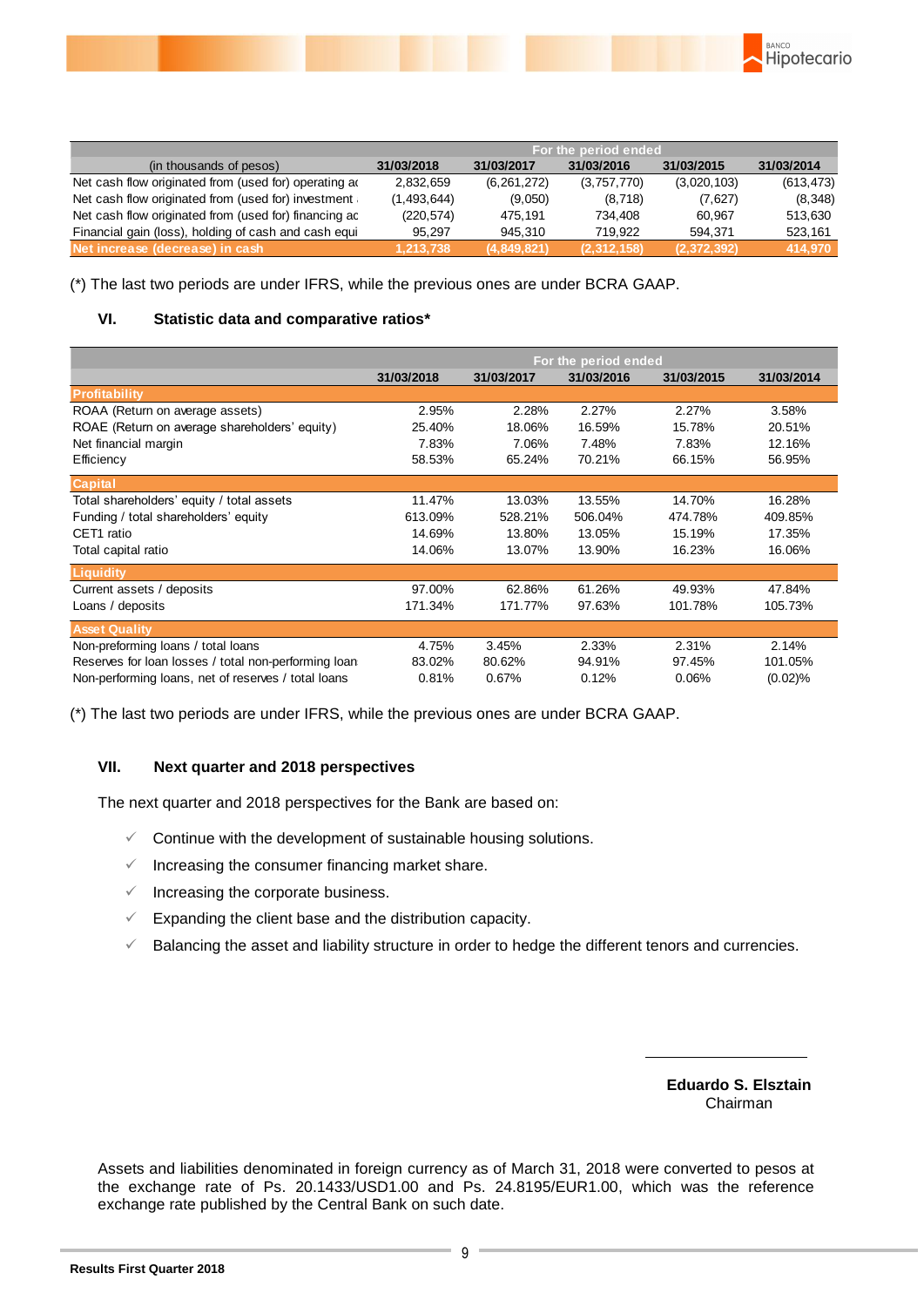| (in thousands of pesos) | For the period ended | | | | |
|---|---|---|---|---|---|
| | 31/03/2018 | 31/03/2017 | 31/03/2016 | 31/03/2015 | 31/03/2014 |
| Net cash flow originated from (used for) operating ac | 2,832,659 | (6,261,272) | (3,757,770) | (3,020,103) | (613,473) |
| Net cash flow originated from (used for) investment | (1,493,644) | (9,050) | (8,718) | (7,627) | (8,348) |
| Net cash flow originated from (used for) financing ac | (220,574) | 475,191 | 734,408 | 60,967 | 513,630 |
| Financial gain (loss), holding of cash and cash equi | 95,297 | 945,310 | 719,922 | 594,371 | 523,161 |
| **Net increase (decrease) in cash** | **1,213,738** | **(4,849,821)** | **(2,312,158)** | **(2,372,392)** | **414,970** |

(*) The last two periods are under IFRS, while the previous ones are under BCRA GAAP.

## VI. Statistic data and comparative ratios*

| | For the period ended | | | | |
|---|---|---|---|---|---|
| | 31/03/2018 | 31/03/2017 | 31/03/2016 | 31/03/2015 | 31/03/2014 |
| **Profitability** | | | | | |
| ROAA (Return on average assets) | 2.95% | 2.28% | 2.27% | 2.27% | 3.58% |
| ROAE (Return on average shareholders' equity) | 25.40% | 18.06% | 16.59% | 15.78% | 20.51% |
| Net financial margin | 7.83% | 7.06% | 7.48% | 7.83% | 12.16% |
| Efficiency | 58.53% | 65.24% | 70.21% | 66.15% | 56.95% |
| **Capital** | | | | | |
| Total shareholders' equity / total assets | 11.47% | 13.03% | 13.55% | 14.70% | 16.28% |
| Funding / total shareholders' equity | 613.09% | 528.21% | 506.04% | 474.78% | 409.85% |
| CET1 ratio | 14.69% | 13.80% | 13.05% | 15.19% | 17.35% |
| Total capital ratio | 14.06% | 13.07% | 13.90% | 16.23% | 16.06% |
| **Liquidity** | | | | | |
| Current assets / deposits | 97.00% | 62.86% | 61.26% | 49.93% | 47.84% |
| Loans / deposits | 171.34% | 171.77% | 97.63% | 101.78% | 105.73% |
| **Asset Quality** | | | | | |
| Non-preforming loans / total loans | 4.75% | 3.45% | 2.33% | 2.31% | 2.14% |
| Reserves for loan losses / total non-performing loan | 83.02% | 80.62% | 94.91% | 97.45% | 101.05% |
| Non-performing loans, net of reserves / total loans | 0.81% | 0.67% | 0.12% | 0.06% | (0.02)% |

(*) The last two periods are under IFRS, while the previous ones are under BCRA GAAP.

## VII. Next quarter and 2018 perspectives

The next quarter and 2018 perspectives for the Bank are based on:

- ✓ Continue with the development of sustainable housing solutions.
- ✓ Increasing the consumer financing market share.
- ✓ Increasing the corporate business.
- ✓ Expanding the client base and the distribution capacity.
- ✓ Balancing the asset and liability structure in order to hedge the different tenors and currencies.

**Eduardo S. Elsztain**
Chairman

Assets and liabilities denominated in foreign currency as of March 31, 2018 were converted to pesos at the exchange rate of Ps. 20.1433/USD1.00 and Ps. 24.8195/EUR1.00, which was the reference exchange rate published by the Central Bank on such date.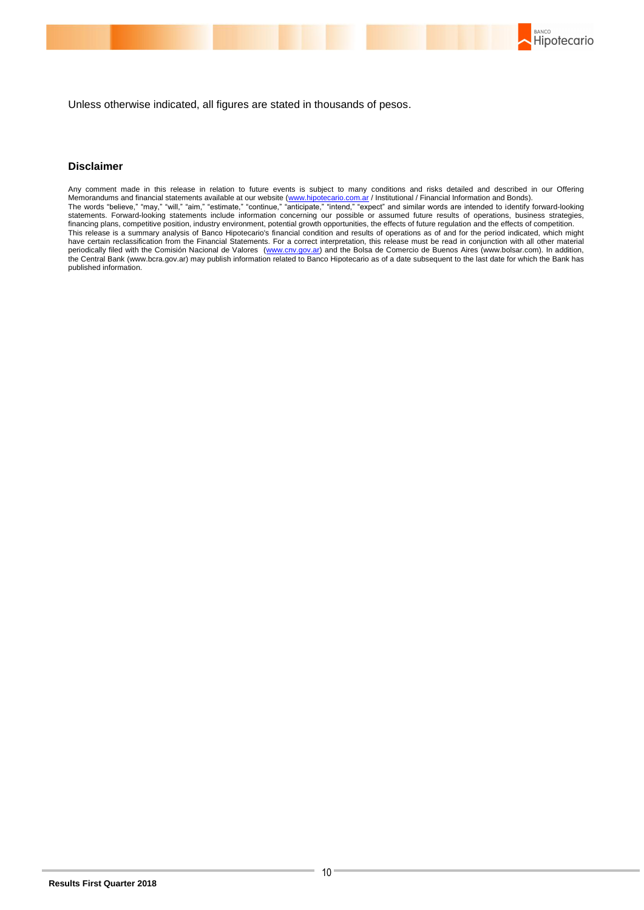Unless otherwise indicated, all figures are stated in thousands of pesos.

## Disclaimer

Any comment made in this release in relation to future events is subject to many conditions and risks detailed and described in our Offering Memorandums and financial statements available at our website (www.hipotecario.com.ar / Institutional / Financial Information and Bonds).
The words "believe," "may," "will," "aim," "estimate," "continue," "anticipate," "intend," "expect" and similar words are intended to identify forward-looking statements. Forward-looking statements include information concerning our possible or assumed future results of operations, business strategies, financing plans, competitive position, industry environment, potential growth opportunities, the effects of future regulation and the effects of competition.
This release is a summary analysis of Banco Hipotecario's financial condition and results of operations as of and for the period indicated, which might have certain reclassification from the Financial Statements. For a correct interpretation, this release must be read in conjunction with all other material periodically filed with the Comisión Nacional de Valores (www.cnv.gov.ar) and the Bolsa de Comercio de Buenos Aires (www.bolsar.com). In addition, the Central Bank (www.bcra.gov.ar) may publish information related to Banco Hipotecario as of a date subsequent to the last date for which the Bank has published information.